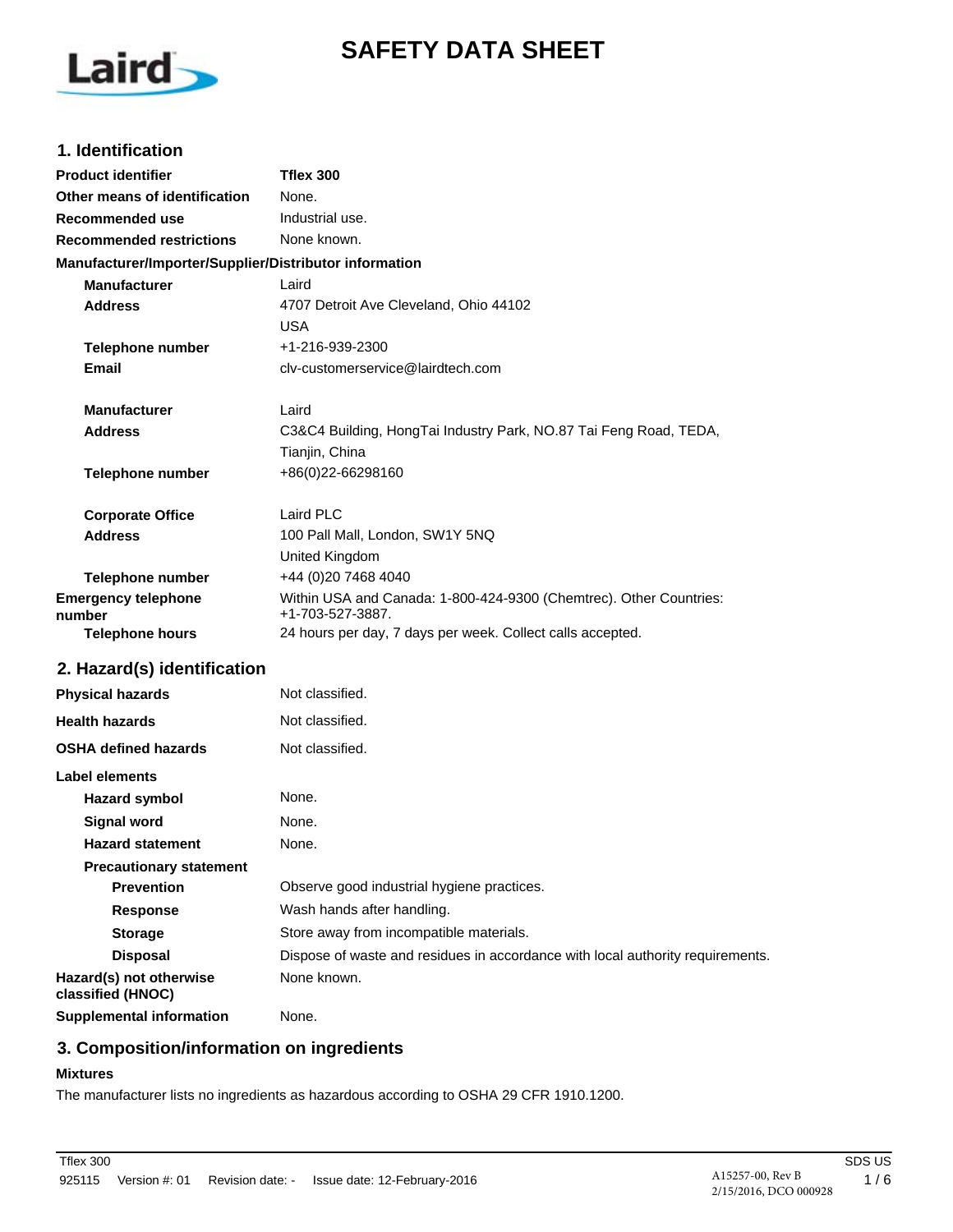# SAFETY DATA SHEET

## 1. Identification

| | |
|---|---|
| **Product identifier** | **Tflex 300** |
| **Other means of identification** | None. |
| **Recommended use** | Industrial use. |
| **Recommended restrictions** | None known. |

**Manufacturer/Importer/Supplier/Distributor information**

| | |
|---|---|
| **Manufacturer** | Laird |
| **Address** | 4707 Detroit Ave Cleveland, Ohio 44102<br>USA |
| **Telephone number** | +1-216-939-2300 |
| **Email** | clv-customerservice@lairdtech.com |
| **Manufacturer** | Laird |
| **Address** | C3&C4 Building, HongTai Industry Park, NO.87 Tai Feng Road, TEDA, Tianjin, China |
| **Telephone number** | +86(0)22-66298160 |
| **Corporate Office** | Laird PLC |
| **Address** | 100 Pall Mall, London, SW1Y 5NQ<br>United Kingdom |
| **Telephone number** | +44 (0)20 7468 4040 |
| **Emergency telephone number** | Within USA and Canada: 1-800-424-9300 (Chemtrec). Other Countries: +1-703-527-3887. |
| **Telephone hours** | 24 hours per day, 7 days per week. Collect calls accepted. |

## 2. Hazard(s) identification

| | |
|---|---|
| **Physical hazards** | Not classified. |
| **Health hazards** | Not classified. |
| **OSHA defined hazards** | Not classified. |

**Label elements**

| | |
|---|---|
| **Hazard symbol** | None. |
| **Signal word** | None. |
| **Hazard statement** | None. |

**Precautionary statement**

| | |
|---|---|
| **Prevention** | Observe good industrial hygiene practices. |
| **Response** | Wash hands after handling. |
| **Storage** | Store away from incompatible materials. |
| **Disposal** | Dispose of waste and residues in accordance with local authority requirements. |
| **Hazard(s) not otherwise classified (HNOC)** | None known. |
| **Supplemental information** | None. |

## 3. Composition/information on ingredients

**Mixtures**

The manufacturer lists no ingredients as hazardous according to OSHA 29 CFR 1910.1200.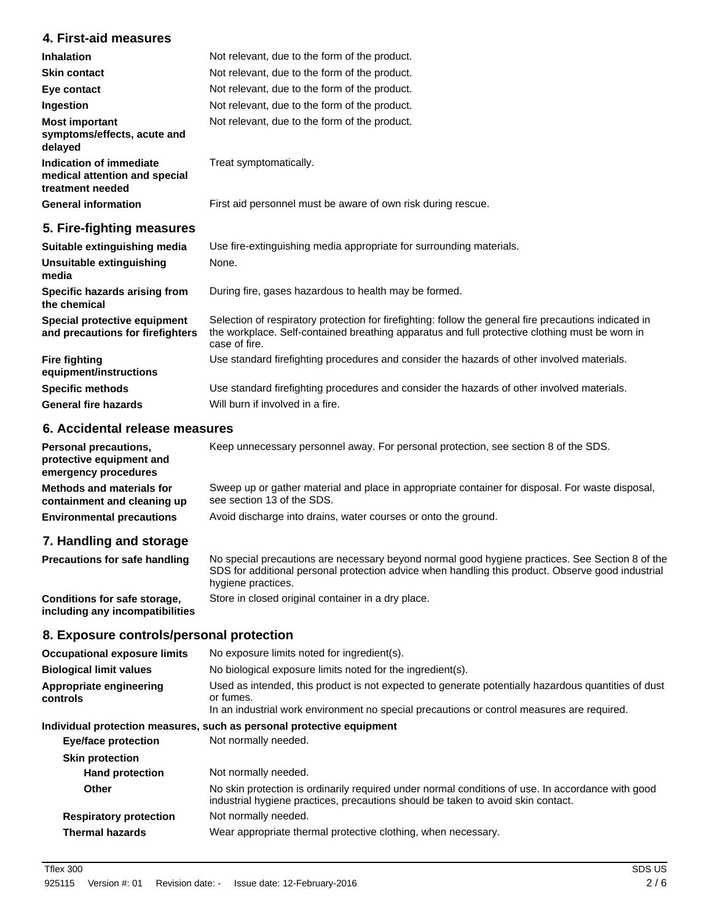## 4. First-aid measures

| | |
|---|---|
| **Inhalation** | Not relevant, due to the form of the product. |
| **Skin contact** | Not relevant, due to the form of the product. |
| **Eye contact** | Not relevant, due to the form of the product. |
| **Ingestion** | Not relevant, due to the form of the product. |
| **Most important symptoms/effects, acute and delayed** | Not relevant, due to the form of the product. |
| **Indication of immediate medical attention and special treatment needed** | Treat symptomatically. |
| **General information** | First aid personnel must be aware of own risk during rescue. |

## 5. Fire-fighting measures

| | |
|---|---|
| **Suitable extinguishing media** | Use fire-extinguishing media appropriate for surrounding materials. |
| **Unsuitable extinguishing media** | None. |
| **Specific hazards arising from the chemical** | During fire, gases hazardous to health may be formed. |
| **Special protective equipment and precautions for firefighters** | Selection of respiratory protection for firefighting: follow the general fire precautions indicated in the workplace. Self-contained breathing apparatus and full protective clothing must be worn in case of fire. |
| **Fire fighting equipment/instructions** | Use standard firefighting procedures and consider the hazards of other involved materials. |
| **Specific methods** | Use standard firefighting procedures and consider the hazards of other involved materials. |
| **General fire hazards** | Will burn if involved in a fire. |

## 6. Accidental release measures

| | |
|---|---|
| **Personal precautions, protective equipment and emergency procedures** | Keep unnecessary personnel away. For personal protection, see section 8 of the SDS. |
| **Methods and materials for containment and cleaning up** | Sweep up or gather material and place in appropriate container for disposal. For waste disposal, see section 13 of the SDS. |
| **Environmental precautions** | Avoid discharge into drains, water courses or onto the ground. |

## 7. Handling and storage

| | |
|---|---|
| **Precautions for safe handling** | No special precautions are necessary beyond normal good hygiene practices. See Section 8 of the SDS for additional personal protection advice when handling this product. Observe good industrial hygiene practices. |
| **Conditions for safe storage, including any incompatibilities** | Store in closed original container in a dry place. |

## 8. Exposure controls/personal protection

| | |
|---|---|
| **Occupational exposure limits** | No exposure limits noted for ingredient(s). |
| **Biological limit values** | No biological exposure limits noted for the ingredient(s). |
| **Appropriate engineering controls** | Used as intended, this product is not expected to generate potentially hazardous quantities of dust or fumes.<br>In an industrial work environment no special precautions or control measures are required. |

**Individual protection measures, such as personal protective equipment**

| | |
|---|---|
| **Eye/face protection** | Not normally needed. |
| **Skin protection** | |
| **Hand protection** | Not normally needed. |
| **Other** | No skin protection is ordinarily required under normal conditions of use. In accordance with good industrial hygiene practices, precautions should be taken to avoid skin contact. |
| **Respiratory protection** | Not normally needed. |
| **Thermal hazards** | Wear appropriate thermal protective clothing, when necessary. |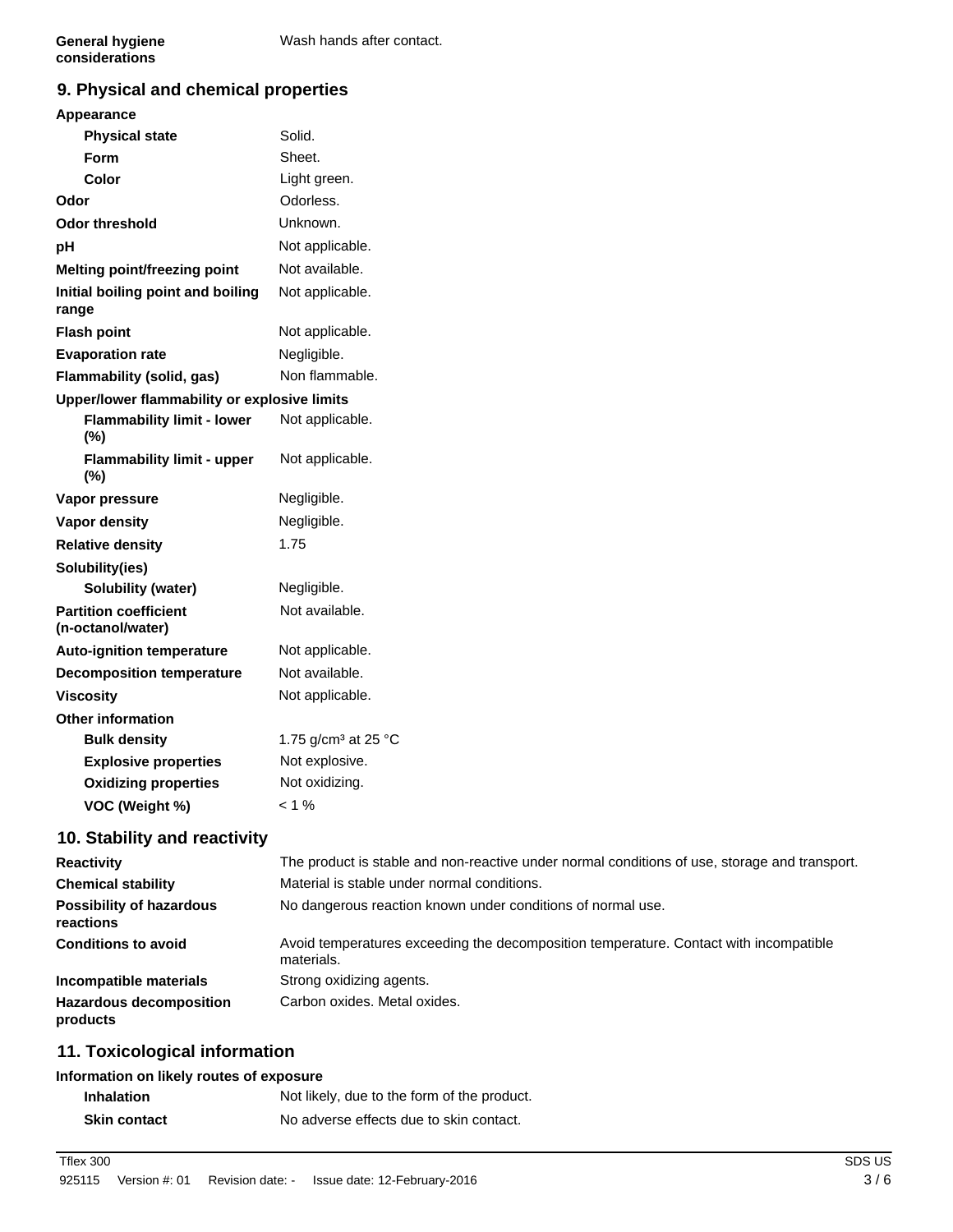| | |
|---|---|
| **General hygiene considerations** | Wash hands after contact. |

## 9. Physical and chemical properties

| | |
|---|---|
| **Appearance** | |
| **Physical state** | Solid. |
| **Form** | Sheet. |
| **Color** | Light green. |
| **Odor** | Odorless. |
| **Odor threshold** | Unknown. |
| **pH** | Not applicable. |
| **Melting point/freezing point** | Not available. |
| **Initial boiling point and boiling range** | Not applicable. |
| **Flash point** | Not applicable. |
| **Evaporation rate** | Negligible. |
| **Flammability (solid, gas)** | Non flammable. |
| **Upper/lower flammability or explosive limits** | |
| **Flammability limit - lower (%)** | Not applicable. |
| **Flammability limit - upper (%)** | Not applicable. |
| **Vapor pressure** | Negligible. |
| **Vapor density** | Negligible. |
| **Relative density** | 1.75 |
| **Solubility(ies)** | |
| **Solubility (water)** | Negligible. |
| **Partition coefficient (n-octanol/water)** | Not available. |
| **Auto-ignition temperature** | Not applicable. |
| **Decomposition temperature** | Not available. |
| **Viscosity** | Not applicable. |
| **Other information** | |
| **Bulk density** | 1.75 g/cm³ at 25 °C |
| **Explosive properties** | Not explosive. |
| **Oxidizing properties** | Not oxidizing. |
| **VOC (Weight %)** | < 1 % |

## 10. Stability and reactivity

| | |
|---|---|
| **Reactivity** | The product is stable and non-reactive under normal conditions of use, storage and transport. |
| **Chemical stability** | Material is stable under normal conditions. |
| **Possibility of hazardous reactions** | No dangerous reaction known under conditions of normal use. |
| **Conditions to avoid** | Avoid temperatures exceeding the decomposition temperature. Contact with incompatible materials. |
| **Incompatible materials** | Strong oxidizing agents. |
| **Hazardous decomposition products** | Carbon oxides. Metal oxides. |

## 11. Toxicological information

| | |
|---|---|
| **Information on likely routes of exposure** | |
| **Inhalation** | Not likely, due to the form of the product. |
| **Skin contact** | No adverse effects due to skin contact. |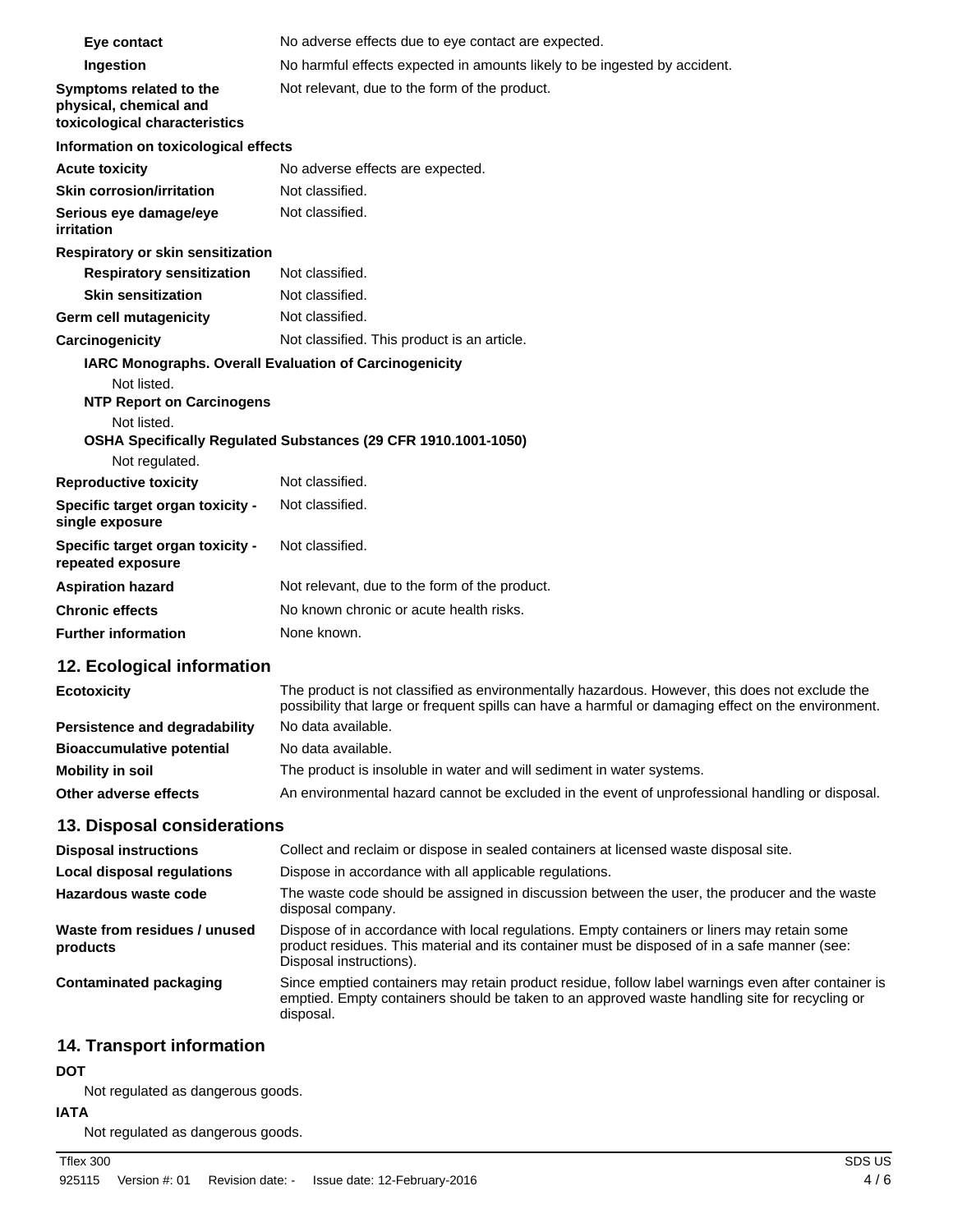| | |
|---|---|
| **Eye contact** | No adverse effects due to eye contact are expected. |
| **Ingestion** | No harmful effects expected in amounts likely to be ingested by accident. |
| **Symptoms related to the physical, chemical and toxicological characteristics** | Not relevant, due to the form of the product. |

**Information on toxicological effects**

| | |
|---|---|
| **Acute toxicity** | No adverse effects are expected. |
| **Skin corrosion/irritation** | Not classified. |
| **Serious eye damage/eye irritation** | Not classified. |

**Respiratory or skin sensitization**

| | |
|---|---|
| **Respiratory sensitization** | Not classified. |
| **Skin sensitization** | Not classified. |
| **Germ cell mutagenicity** | Not classified. |
| **Carcinogenicity** | Not classified. This product is an article. |

**IARC Monographs. Overall Evaluation of Carcinogenicity**

Not listed.

**NTP Report on Carcinogens**

Not listed.

**OSHA Specifically Regulated Substances (29 CFR 1910.1001-1050)**

Not regulated.

| | |
|---|---|
| **Reproductive toxicity** | Not classified. |
| **Specific target organ toxicity - single exposure** | Not classified. |
| **Specific target organ toxicity - repeated exposure** | Not classified. |
| **Aspiration hazard** | Not relevant, due to the form of the product. |
| **Chronic effects** | No known chronic or acute health risks. |
| **Further information** | None known. |

## 12. Ecological information

| | |
|---|---|
| **Ecotoxicity** | The product is not classified as environmentally hazardous. However, this does not exclude the possibility that large or frequent spills can have a harmful or damaging effect on the environment. |
| **Persistence and degradability** | No data available. |
| **Bioaccumulative potential** | No data available. |
| **Mobility in soil** | The product is insoluble in water and will sediment in water systems. |
| **Other adverse effects** | An environmental hazard cannot be excluded in the event of unprofessional handling or disposal. |

## 13. Disposal considerations

| | |
|---|---|
| **Disposal instructions** | Collect and reclaim or dispose in sealed containers at licensed waste disposal site. |
| **Local disposal regulations** | Dispose in accordance with all applicable regulations. |
| **Hazardous waste code** | The waste code should be assigned in discussion between the user, the producer and the waste disposal company. |
| **Waste from residues / unused products** | Dispose of in accordance with local regulations. Empty containers or liners may retain some product residues. This material and its container must be disposed of in a safe manner (see: Disposal instructions). |
| **Contaminated packaging** | Since emptied containers may retain product residue, follow label warnings even after container is emptied. Empty containers should be taken to an approved waste handling site for recycling or disposal. |

## 14. Transport information

**DOT**

Not regulated as dangerous goods.

**IATA**

Not regulated as dangerous goods.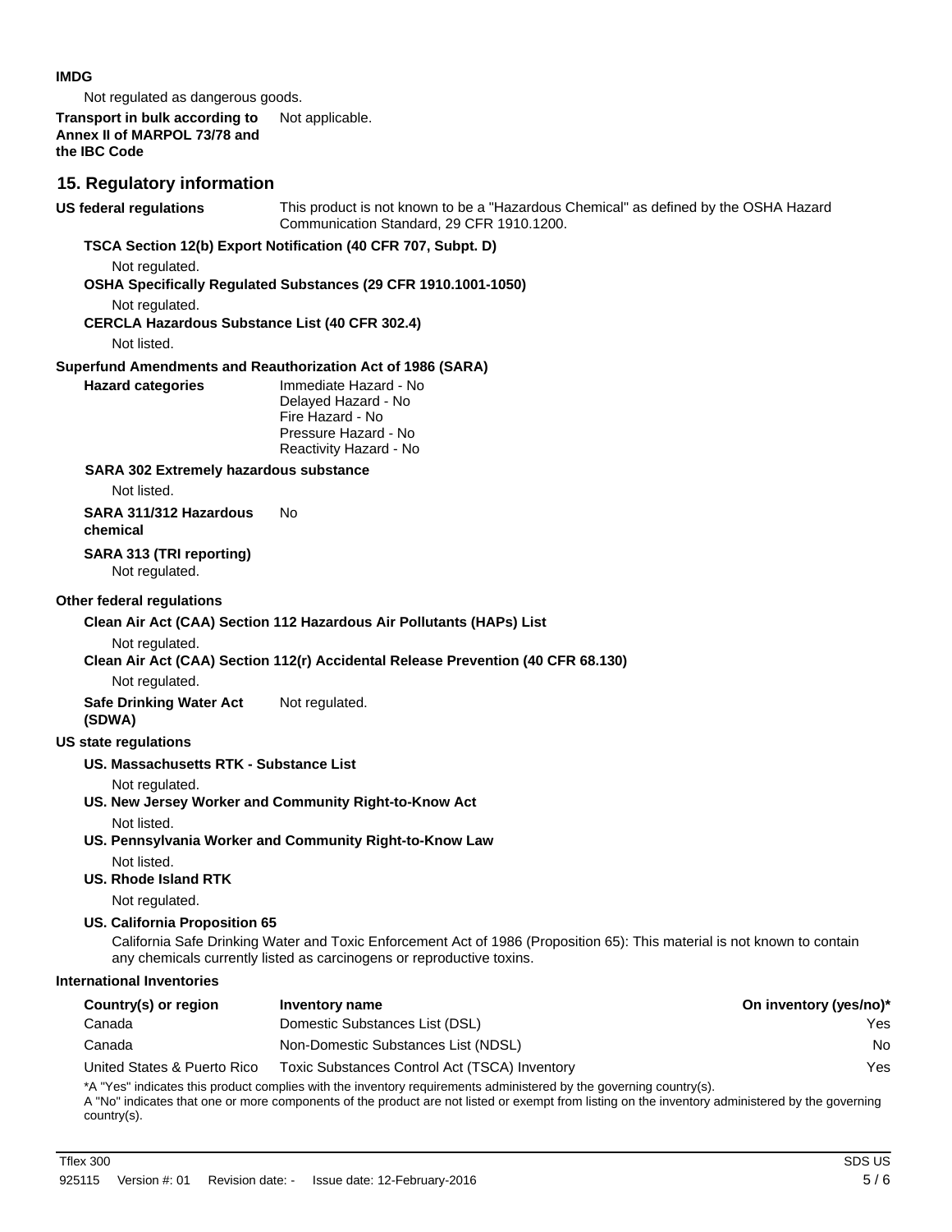**IMDG**

Not regulated as dangerous goods.

**Transport in bulk according to Annex II of MARPOL 73/78 and the IBC Code** Not applicable.

## 15. Regulatory information

**US federal regulations** This product is not known to be a "Hazardous Chemical" as defined by the OSHA Hazard Communication Standard, 29 CFR 1910.1200.

**TSCA Section 12(b) Export Notification (40 CFR 707, Subpt. D)**

Not regulated.

**OSHA Specifically Regulated Substances (29 CFR 1910.1001-1050)**

Not regulated.

**CERCLA Hazardous Substance List (40 CFR 302.4)**

Not listed.

**Superfund Amendments and Reauthorization Act of 1986 (SARA)**

**Hazard categories**
Immediate Hazard - No
Delayed Hazard - No
Fire Hazard - No
Pressure Hazard - No
Reactivity Hazard - No

**SARA 302 Extremely hazardous substance**

Not listed.

**SARA 311/312 Hazardous chemical** No

**SARA 313 (TRI reporting)**

Not regulated.

**Other federal regulations**

**Clean Air Act (CAA) Section 112 Hazardous Air Pollutants (HAPs) List**

Not regulated.

**Clean Air Act (CAA) Section 112(r) Accidental Release Prevention (40 CFR 68.130)**

Not regulated.

**Safe Drinking Water Act (SDWA)** Not regulated.

**US state regulations**

**US. Massachusetts RTK - Substance List**

Not regulated.

**US. New Jersey Worker and Community Right-to-Know Act**

Not listed.

**US. Pennsylvania Worker and Community Right-to-Know Law**

Not listed.

**US. Rhode Island RTK**

Not regulated.

**US. California Proposition 65**

California Safe Drinking Water and Toxic Enforcement Act of 1986 (Proposition 65): This material is not known to contain any chemicals currently listed as carcinogens or reproductive toxins.

**International Inventories**

| Country(s) or region | Inventory name | On inventory (yes/no)* |
|---|---|---|
| Canada | Domestic Substances List (DSL) | Yes |
| Canada | Non-Domestic Substances List (NDSL) | No |
| United States & Puerto Rico | Toxic Substances Control Act (TSCA) Inventory | Yes |

*A "Yes" indicates this product complies with the inventory requirements administered by the governing country(s).
A "No" indicates that one or more components of the product are not listed or exempt from listing on the inventory administered by the governing country(s).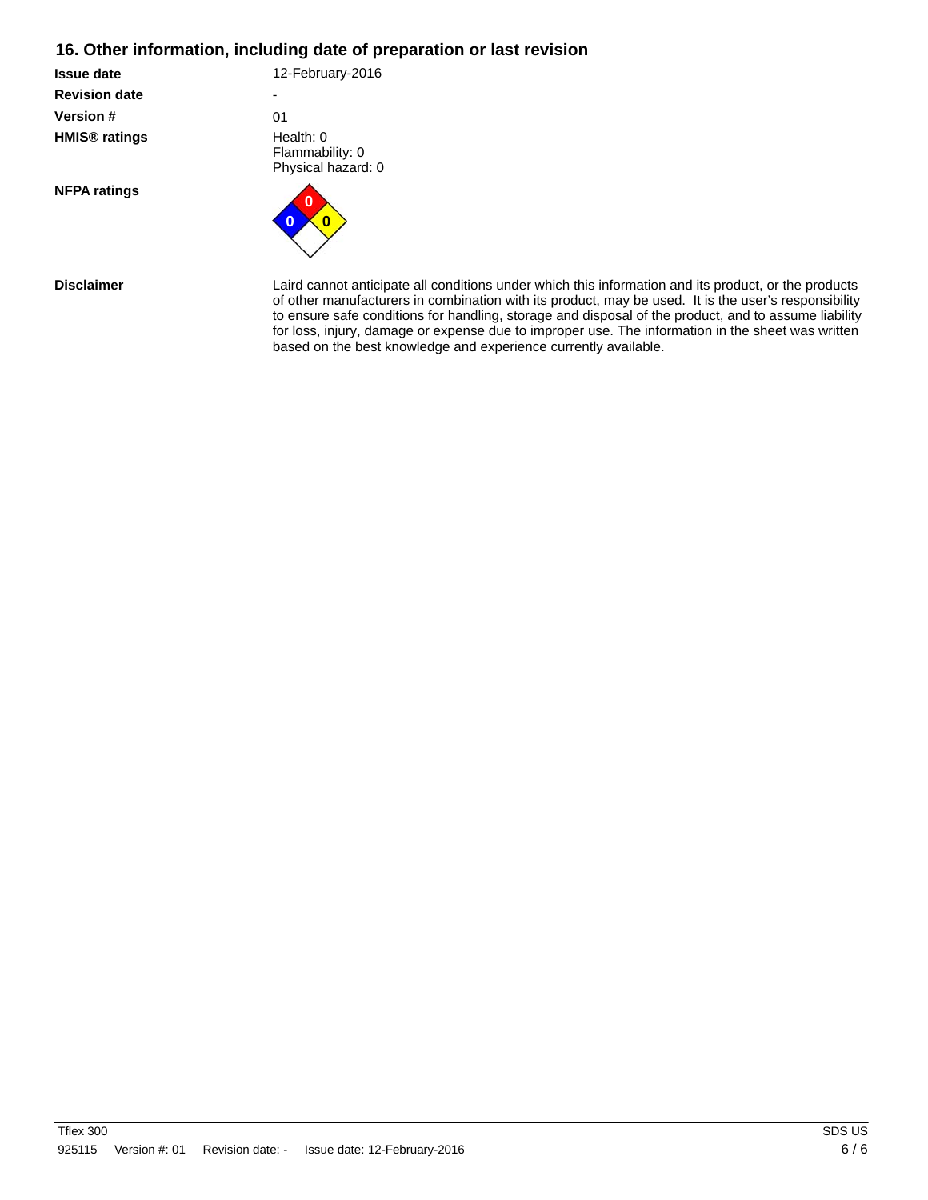## 16. Other information, including date of preparation or last revision

| | |
|---|---|
| **Issue date** | 12-February-2016 |
| **Revision date** | - |
| **Version #** | 01 |
| **HMIS® ratings** | Health: 0<br>Flammability: 0<br>Physical hazard: 0 |
| **NFPA ratings** | 0<br>0 0 |
| **Disclaimer** | Laird cannot anticipate all conditions under which this information and its product, or the products of other manufacturers in combination with its product, may be used. It is the user's responsibility to ensure safe conditions for handling, storage and disposal of the product, and to assume liability for loss, injury, damage or expense due to improper use. The information in the sheet was written based on the best knowledge and experience currently available. |